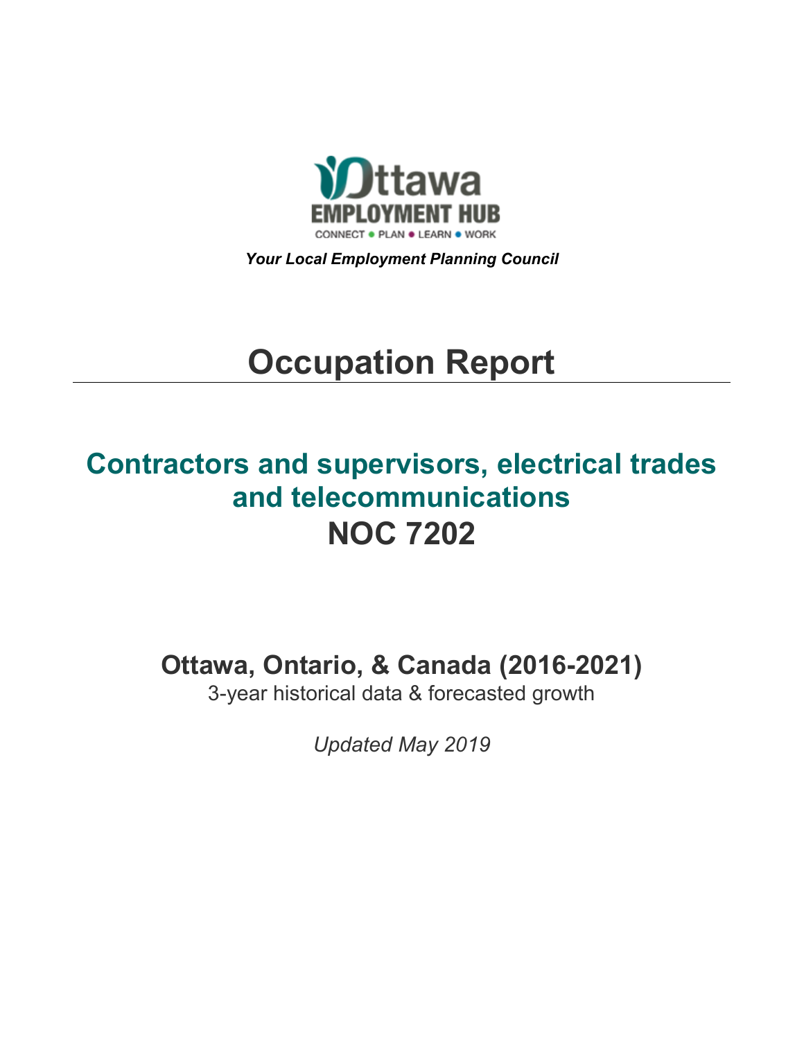Ottawa EMPLOYMENT HUB

CONNECT • PLAN • LEARN • WORK

***Your Local Employment Planning Council***

# Occupation Report

## Contractors and supervisors, electrical trades and telecommunications
## NOC 7202

### Ottawa, Ontario, & Canada (2016-2021)

3-year historical data & forecasted growth

*Updated May 2019*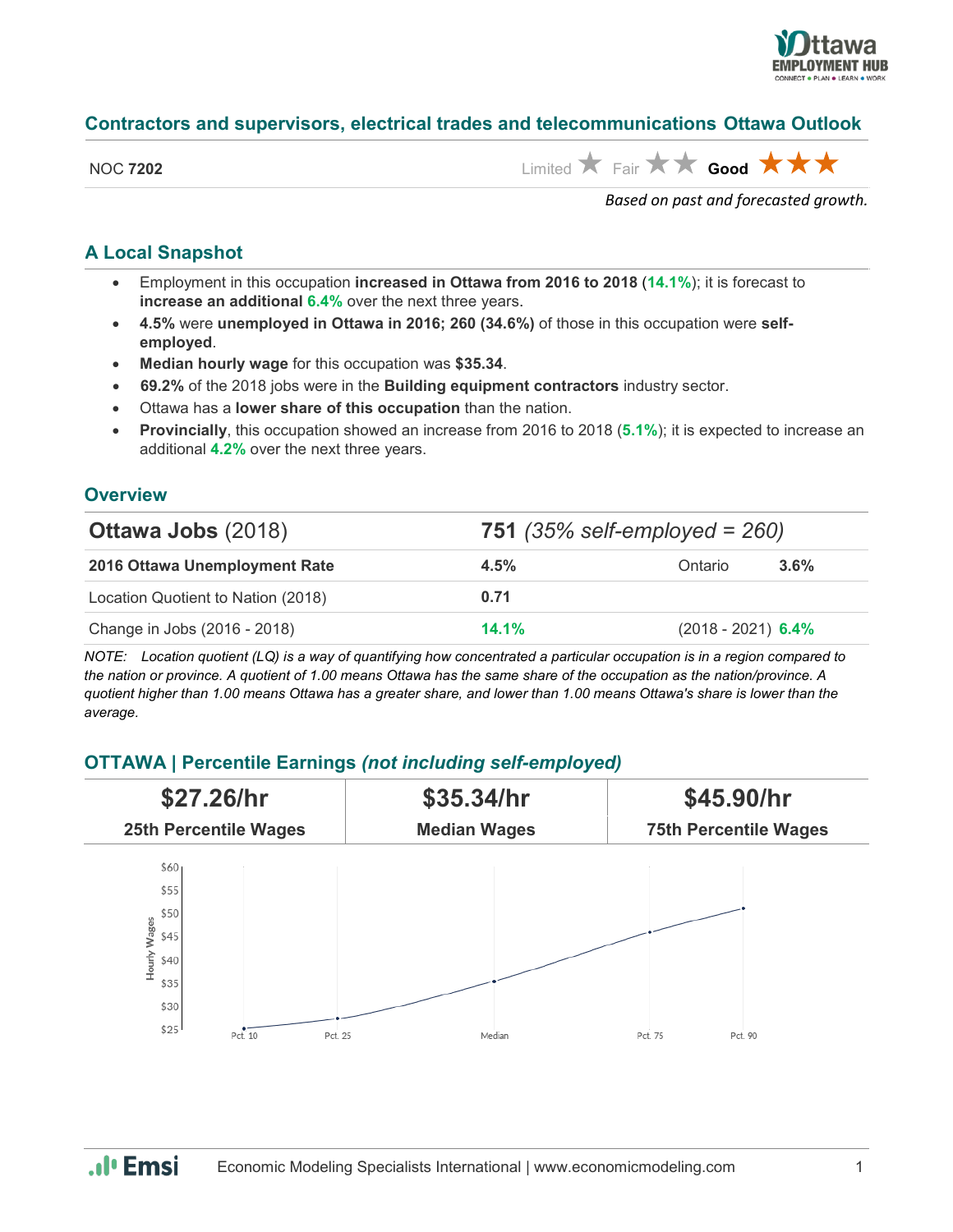## Contractors and supervisors, electrical trades and telecommunications Ottawa Outlook

NOC **7202**

Limited ★ Fair ★★ **Good** ★★★

*Based on past and forecasted growth.*

### A Local Snapshot

- Employment in this occupation **increased in Ottawa from 2016 to 2018** (**14.1%**); it is forecast to **increase an additional 6.4%** over the next three years.
- **4.5%** were **unemployed in Ottawa in 2016; 260 (34.6%)** of those in this occupation were **self-employed**.
- **Median hourly wage** for this occupation was **$35.34**.
- **69.2%** of the 2018 jobs were in the **Building equipment contractors** industry sector.
- Ottawa has a **lower share of this occupation** than the nation.
- **Provincially**, this occupation showed an increase from 2016 to 2018 (**5.1%**); it is expected to increase an additional **4.2%** over the next three years.

### Overview

| **Ottawa Jobs** (2018) | **751** *(35% self-employed = 260)* | | |
|---|---|---|---|
| **2016 Ottawa Unemployment Rate** | **4.5%** | Ontario | **3.6%** |
| Location Quotient to Nation (2018) | **0.71** | | |
| Change in Jobs (2016 - 2018) | **14.1%** | (2018 - 2021) | **6.4%** |

*NOTE: Location quotient (LQ) is a way of quantifying how concentrated a particular occupation is in a region compared to the nation or province. A quotient of 1.00 means Ottawa has the same share of the occupation as the nation/province. A quotient higher than 1.00 means Ottawa has a greater share, and lower than 1.00 means Ottawa's share is lower than the average.*

### OTTAWA | Percentile Earnings *(not including self-employed)*

| **$27.26/hr** | **$35.34/hr** | **$45.90/hr** |
|---|---|---|
| **25th Percentile Wages** | **Median Wages** | **75th Percentile Wages** |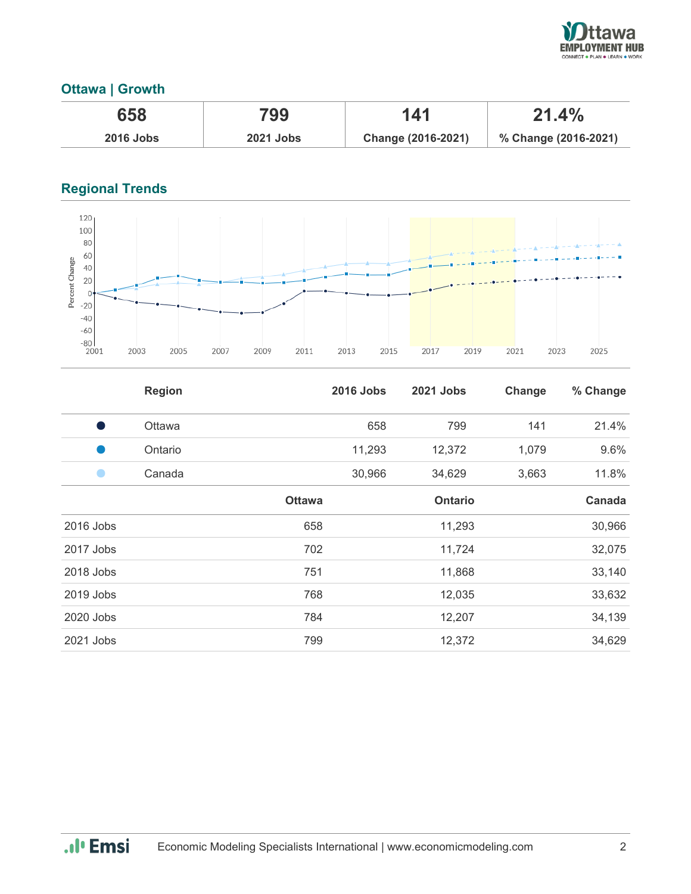## Ottawa | Growth

| 658 | 799 | 141 | 21.4% |
|---|---|---|---|
| 2016 Jobs | 2021 Jobs | Change (2016-2021) | % Change (2016-2021) |

## Regional Trends

| | Region | 2016 Jobs | 2021 Jobs | Change | % Change |
|---|---|---|---|---|---|
| ● | Ottawa | 658 | 799 | 141 | 21.4% |
| ● | Ontario | 11,293 | 12,372 | 1,079 | 9.6% |
| ● | Canada | 30,966 | 34,629 | 3,663 | 11.8% |

| | Ottawa | Ontario | Canada |
|---|---|---|---|
| 2016 Jobs | 658 | 11,293 | 30,966 |
| 2017 Jobs | 702 | 11,724 | 32,075 |
| 2018 Jobs | 751 | 11,868 | 33,140 |
| 2019 Jobs | 768 | 12,035 | 33,632 |
| 2020 Jobs | 784 | 12,207 | 34,139 |
| 2021 Jobs | 799 | 12,372 | 34,629 |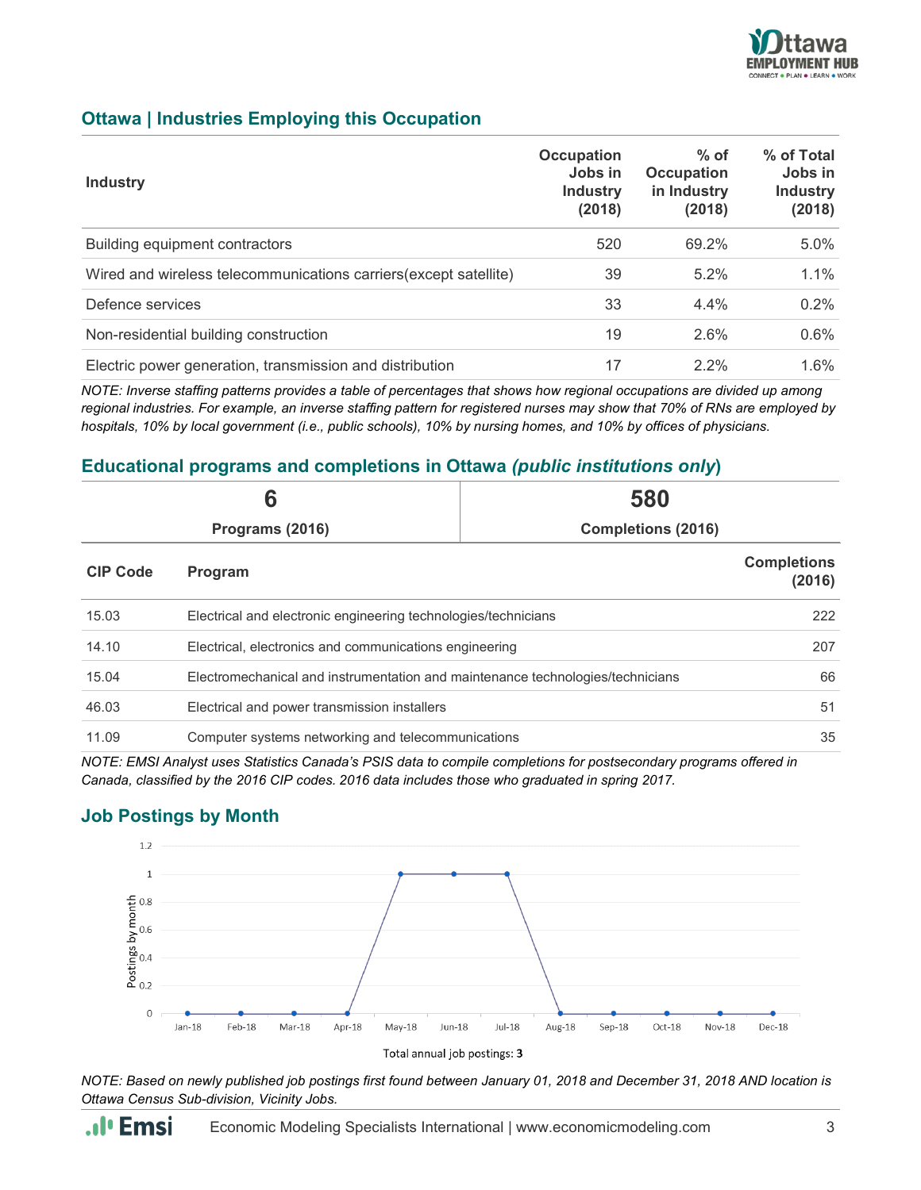## Ottawa | Industries Employing this Occupation

| Industry | Occupation Jobs in Industry (2018) | % of Occupation in Industry (2018) | % of Total Jobs in Industry (2018) |
|---|---|---|---|
| Building equipment contractors | 520 | 69.2% | 5.0% |
| Wired and wireless telecommunications carriers(except satellite) | 39 | 5.2% | 1.1% |
| Defence services | 33 | 4.4% | 0.2% |
| Non-residential building construction | 19 | 2.6% | 0.6% |
| Electric power generation, transmission and distribution | 17 | 2.2% | 1.6% |

*NOTE: Inverse staffing patterns provides a table of percentages that shows how regional occupations are divided up among regional industries. For example, an inverse staffing pattern for registered nurses may show that 70% of RNs are employed by hospitals, 10% by local government (i.e., public schools), 10% by nursing homes, and 10% by offices of physicians.*

## Educational programs and completions in Ottawa *(public institutions only)*

| 6 | 580 |
|---|---|
| Programs (2016) | Completions (2016) |

| CIP Code | Program | Completions (2016) |
|---|---|---|
| 15.03 | Electrical and electronic engineering technologies/technicians | 222 |
| 14.10 | Electrical, electronics and communications engineering | 207 |
| 15.04 | Electromechanical and instrumentation and maintenance technologies/technicians | 66 |
| 46.03 | Electrical and power transmission installers | 51 |
| 11.09 | Computer systems networking and telecommunications | 35 |

*NOTE: EMSI Analyst uses Statistics Canada's PSIS data to compile completions for postsecondary programs offered in Canada, classified by the 2016 CIP codes. 2016 data includes those who graduated in spring 2017.*

## Job Postings by Month

| Month | Postings by month |
|---|---|
| Jan-18 | 0 |
| Feb-18 | 0 |
| Mar-18 | 0 |
| Apr-18 | 0 |
| May-18 | 1 |
| Jun-18 | 1 |
| Jul-18 | 1 |
| Aug-18 | 0 |
| Sep-18 | 0 |
| Oct-18 | 0 |
| Nov-18 | 0 |
| Dec-18 | 0 |

Total annual job postings: **3**

*NOTE: Based on newly published job postings first found between January 01, 2018 and December 31, 2018 AND location is Ottawa Census Sub-division, Vicinity Jobs.*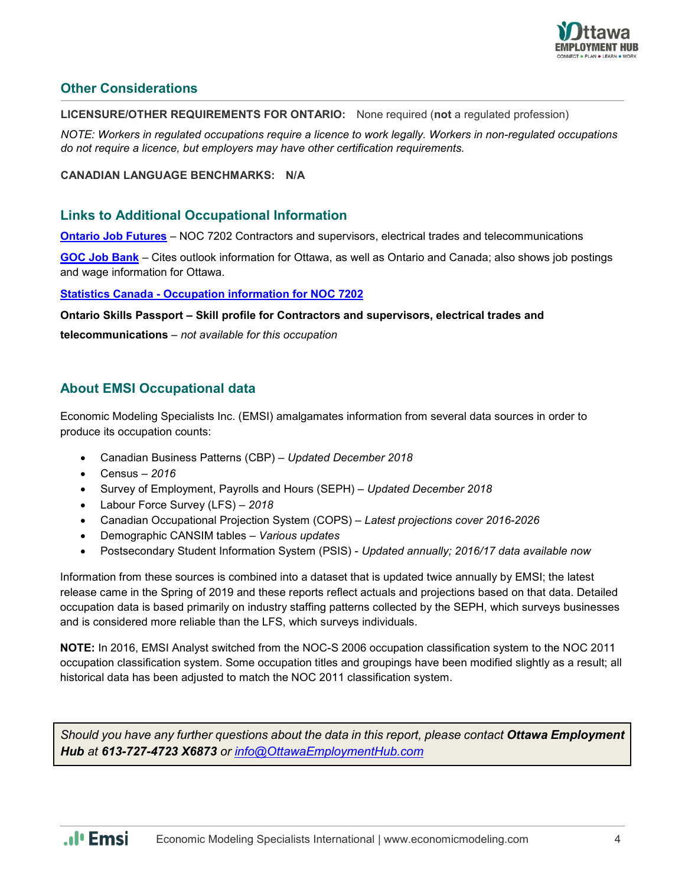## Other Considerations

**LICENSURE/OTHER REQUIREMENTS FOR ONTARIO:** None required (**not** a regulated profession)

*NOTE: Workers in regulated occupations require a licence to work legally. Workers in non-regulated occupations do not require a licence, but employers may have other certification requirements.*

**CANADIAN LANGUAGE BENCHMARKS: N/A**

## Links to Additional Occupational Information

**Ontario Job Futures** – NOC 7202 Contractors and supervisors, electrical trades and telecommunications

**GOC Job Bank** – Cites outlook information for Ottawa, as well as Ontario and Canada; also shows job postings and wage information for Ottawa.

**Statistics Canada - Occupation information for NOC 7202**

**Ontario Skills Passport – Skill profile for Contractors and supervisors, electrical trades and telecommunications** – *not available for this occupation*

## About EMSI Occupational data

Economic Modeling Specialists Inc. (EMSI) amalgamates information from several data sources in order to produce its occupation counts:

- Canadian Business Patterns (CBP) – *Updated December 2018*
- Census – *2016*
- Survey of Employment, Payrolls and Hours (SEPH) – *Updated December 2018*
- Labour Force Survey (LFS) – *2018*
- Canadian Occupational Projection System (COPS) – *Latest projections cover 2016-2026*
- Demographic CANSIM tables – *Various updates*
- Postsecondary Student Information System (PSIS) - *Updated annually; 2016/17 data available now*

Information from these sources is combined into a dataset that is updated twice annually by EMSI; the latest release came in the Spring of 2019 and these reports reflect actuals and projections based on that data. Detailed occupation data is based primarily on industry staffing patterns collected by the SEPH, which surveys businesses and is considered more reliable than the LFS, which surveys individuals.

**NOTE:** In 2016, EMSI Analyst switched from the NOC-S 2006 occupation classification system to the NOC 2011 occupation classification system. Some occupation titles and groupings have been modified slightly as a result; all historical data has been adjusted to match the NOC 2011 classification system.

*Should you have any further questions about the data in this report, please contact **Ottawa Employment Hub** at **613-727-4723 X6873** or info@OttawaEmploymentHub.com*